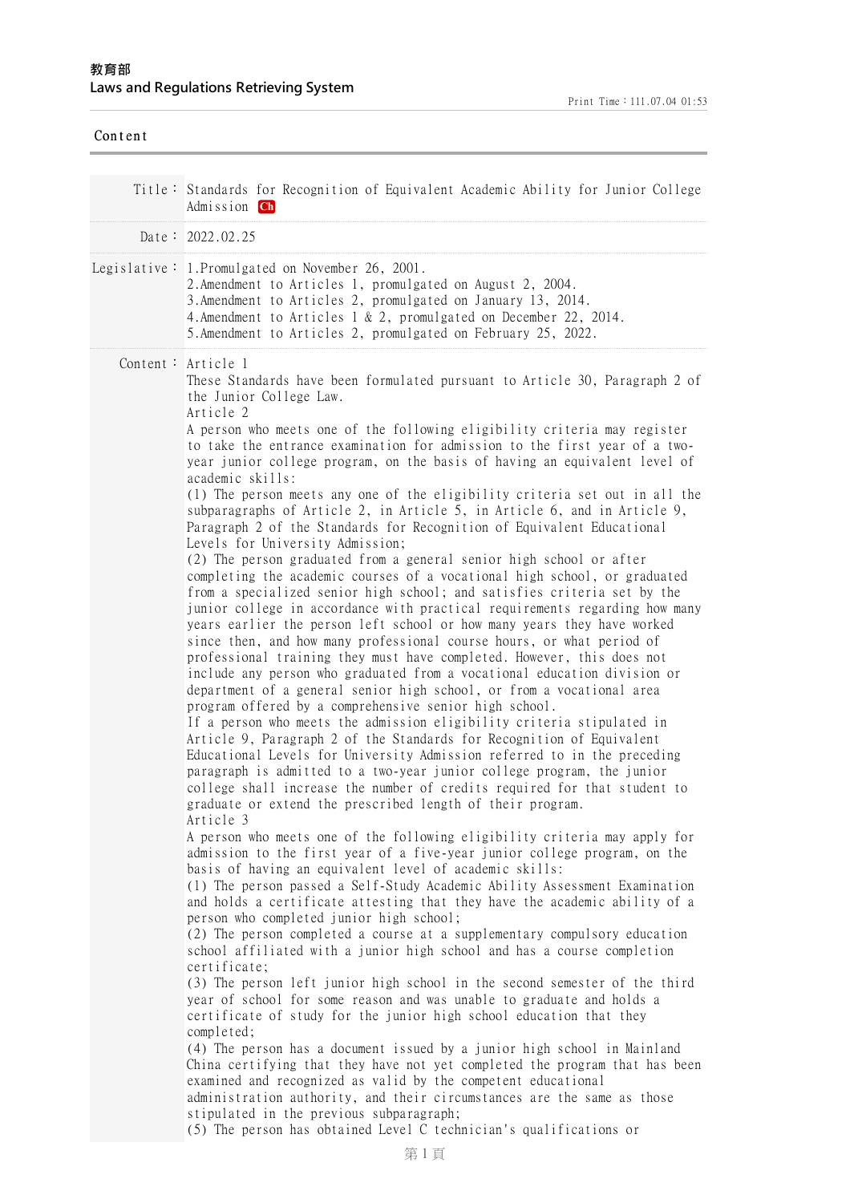教育部
Laws and Regulations Retrieving System

Content

**Title：** Standards for Recognition of Equivalent Academic Ability for Junior College Admission Ch

**Date：** 2022.02.25

**Legislative：**
1.Promulgated on November 26, 2001.
2.Amendment to Articles 1, promulgated on August 2, 2004.
3.Amendment to Articles 2, promulgated on January 13, 2014.
4.Amendment to Articles 1 & 2, promulgated on December 22, 2014.
5.Amendment to Articles 2, promulgated on February 25, 2022.

**Content：**

Article 1

These Standards have been formulated pursuant to Article 30, Paragraph 2 of the Junior College Law.

Article 2

A person who meets one of the following eligibility criteria may register to take the entrance examination for admission to the first year of a two-year junior college program, on the basis of having an equivalent level of academic skills:

(1) The person meets any one of the eligibility criteria set out in all the subparagraphs of Article 2, in Article 5, in Article 6, and in Article 9, Paragraph 2 of the Standards for Recognition of Equivalent Educational Levels for University Admission;

(2) The person graduated from a general senior high school or after completing the academic courses of a vocational high school, or graduated from a specialized senior high school; and satisfies criteria set by the junior college in accordance with practical requirements regarding how many years earlier the person left school or how many years they have worked since then, and how many professional course hours, or what period of professional training they must have completed. However, this does not include any person who graduated from a vocational education division or department of a general senior high school, or from a vocational area program offered by a comprehensive senior high school.

If a person who meets the admission eligibility criteria stipulated in Article 9, Paragraph 2 of the Standards for Recognition of Equivalent Educational Levels for University Admission referred to in the preceding paragraph is admitted to a two-year junior college program, the junior college shall increase the number of credits required for that student to graduate or extend the prescribed length of their program.

Article 3

A person who meets one of the following eligibility criteria may apply for admission to the first year of a five-year junior college program, on the basis of having an equivalent level of academic skills:

(1) The person passed a Self-Study Academic Ability Assessment Examination and holds a certificate attesting that they have the academic ability of a person who completed junior high school;

(2) The person completed a course at a supplementary compulsory education school affiliated with a junior high school and has a course completion certificate;

(3) The person left junior high school in the second semester of the third year of school for some reason and was unable to graduate and holds a certificate of study for the junior high school education that they completed;

(4) The person has a document issued by a junior high school in Mainland China certifying that they have not yet completed the program that has been examined and recognized as valid by the competent educational administration authority, and their circumstances are the same as those stipulated in the previous subparagraph;

(5) The person has obtained Level C technician's qualifications or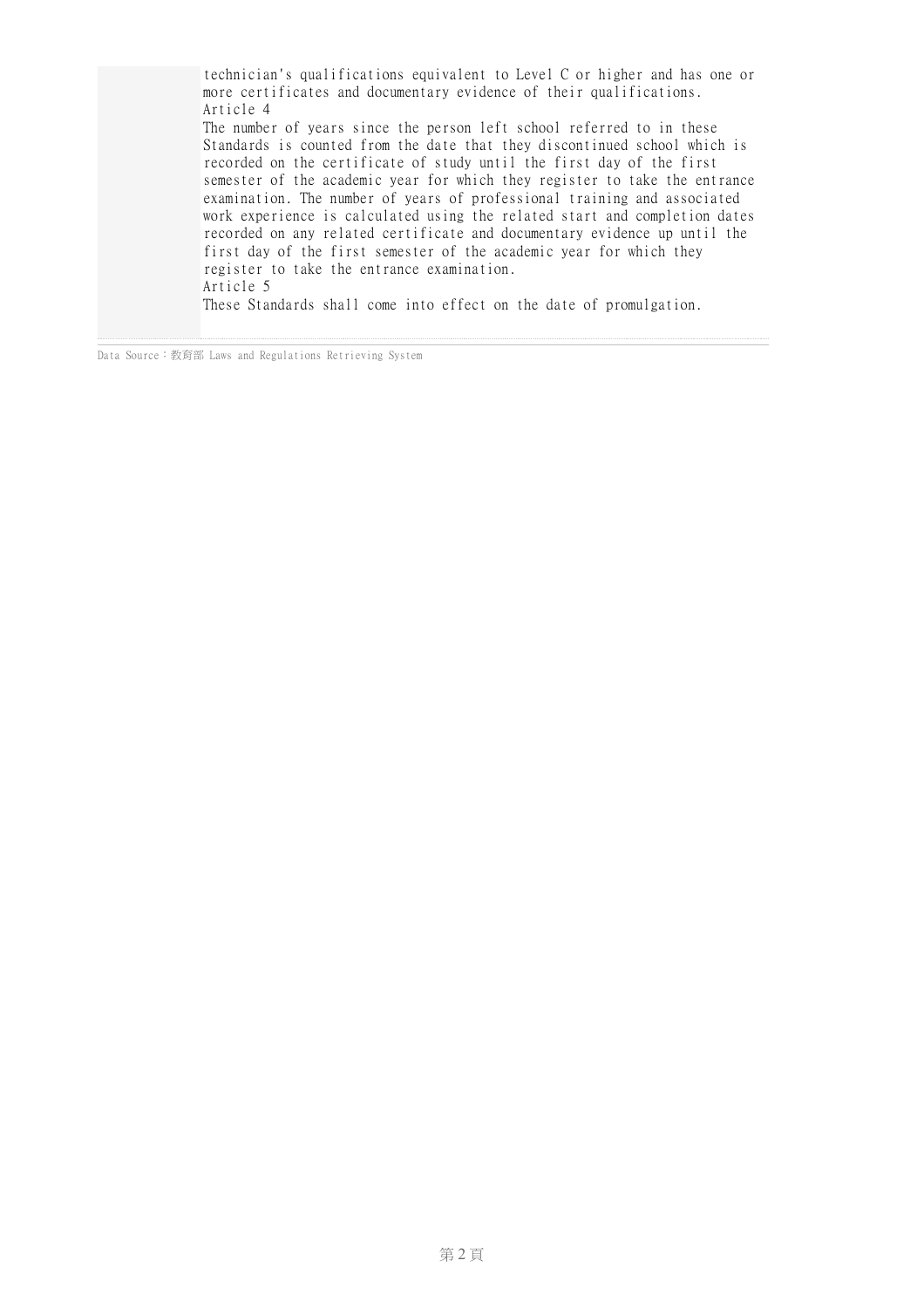technician's qualifications equivalent to Level C or higher and has one or more certificates and documentary evidence of their qualifications.

Article 4

The number of years since the person left school referred to in these Standards is counted from the date that they discontinued school which is recorded on the certificate of study until the first day of the first semester of the academic year for which they register to take the entrance examination. The number of years of professional training and associated work experience is calculated using the related start and completion dates recorded on any related certificate and documentary evidence up until the first day of the first semester of the academic year for which they register to take the entrance examination.

Article 5

These Standards shall come into effect on the date of promulgation.

Data Source：教育部 Laws and Regulations Retrieving System